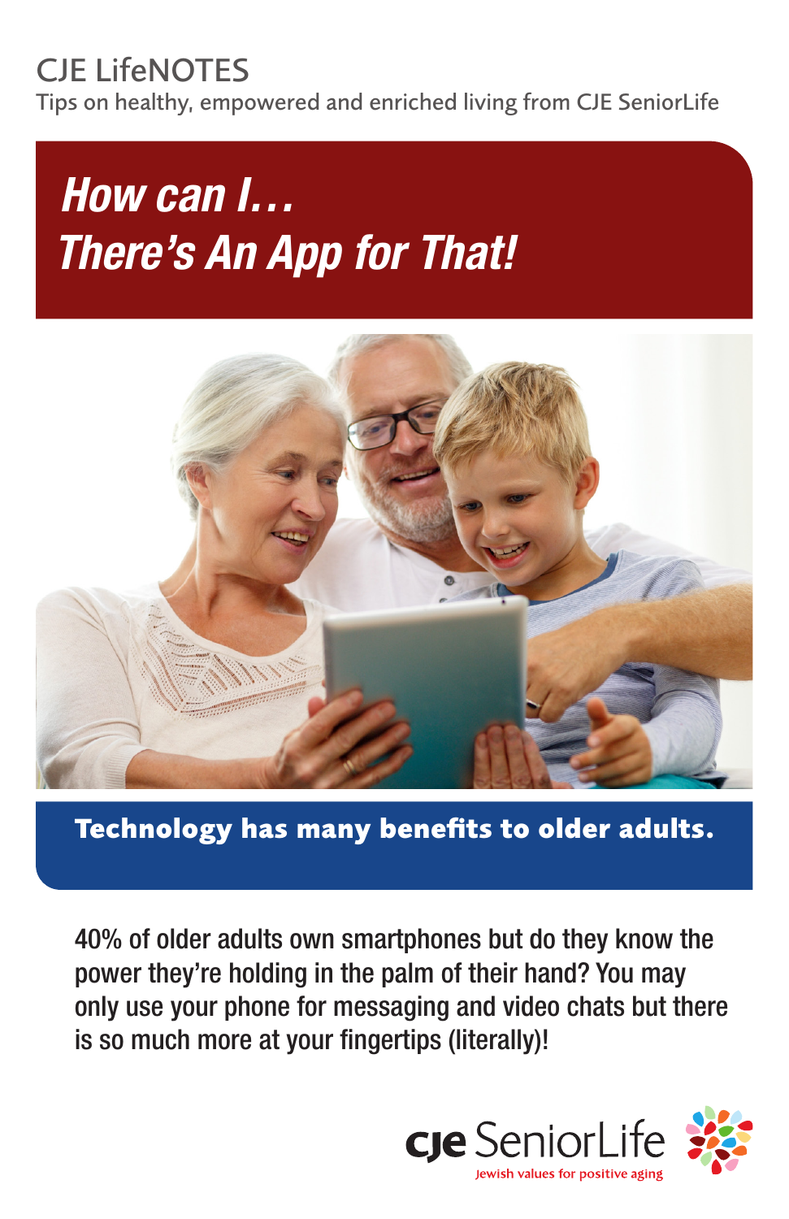CJE LifeNOTES

Tips on healthy, empowered and enriched living from CJE SeniorLife

# *How can I…*
# *There's An App for That!*

## Technology has many benefits to older adults.

40% of older adults own smartphones but do they know the power they're holding in the palm of their hand? You may only use your phone for messaging and video chats but there is so much more at your fingertips (literally)!

cje SeniorLife

Jewish values for positive aging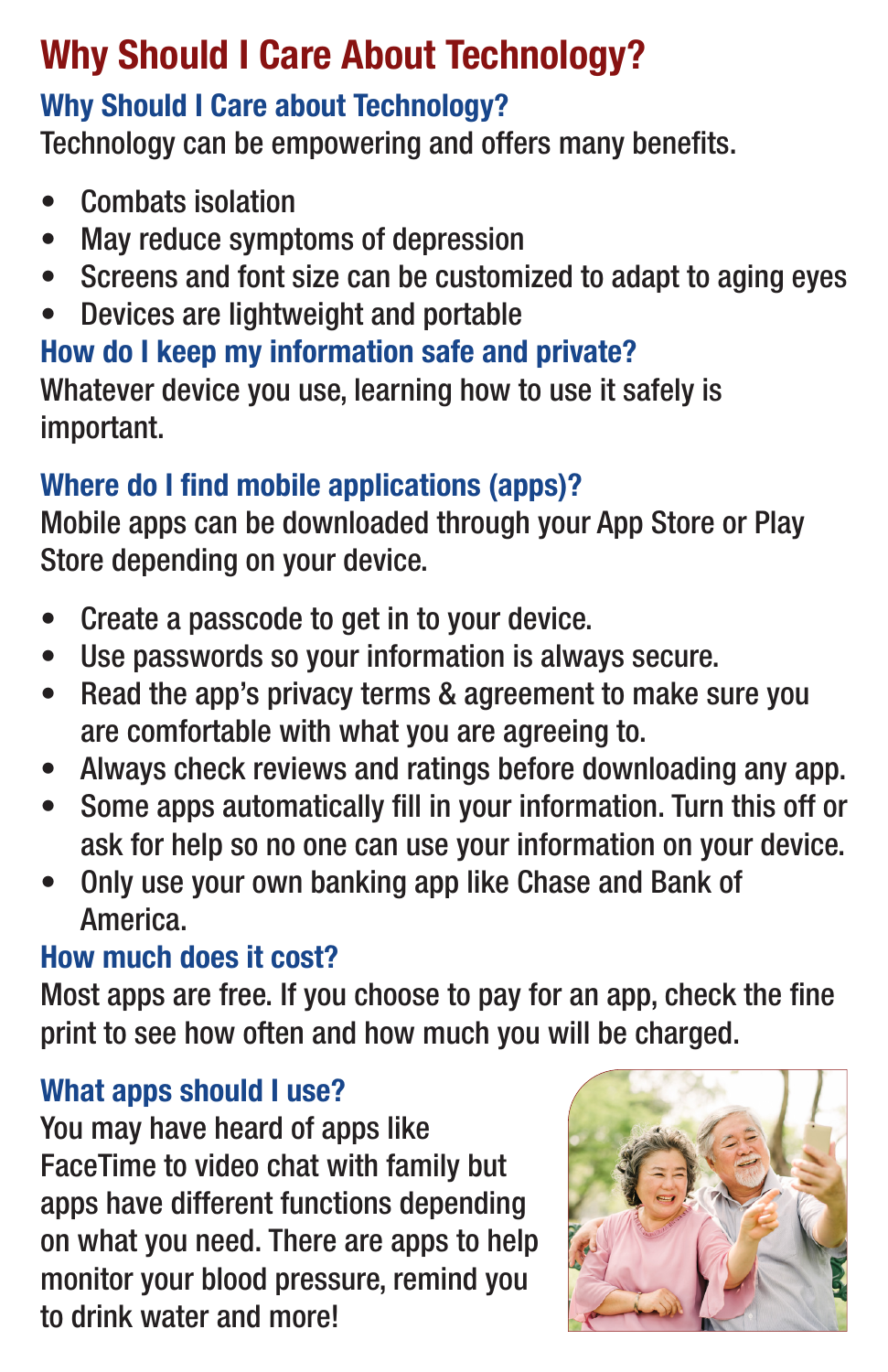# Why Should I Care About Technology?

## Why Should I Care about Technology?

Technology can be empowering and offers many benefits.

- Combats isolation
- May reduce symptoms of depression
- Screens and font size can be customized to adapt to aging eyes
- Devices are lightweight and portable

## How do I keep my information safe and private?

Whatever device you use, learning how to use it safely is important.

## Where do I find mobile applications (apps)?

Mobile apps can be downloaded through your App Store or Play Store depending on your device.

- Create a passcode to get in to your device.
- Use passwords so your information is always secure.
- Read the app's privacy terms & agreement to make sure you are comfortable with what you are agreeing to.
- Always check reviews and ratings before downloading any app.
- Some apps automatically fill in your information. Turn this off or ask for help so no one can use your information on your device.
- Only use your own banking app like Chase and Bank of America.

## How much does it cost?

Most apps are free. If you choose to pay for an app, check the fine print to see how often and how much you will be charged.

## What apps should I use?

You may have heard of apps like FaceTime to video chat with family but apps have different functions depending on what you need. There are apps to help monitor your blood pressure, remind you to drink water and more!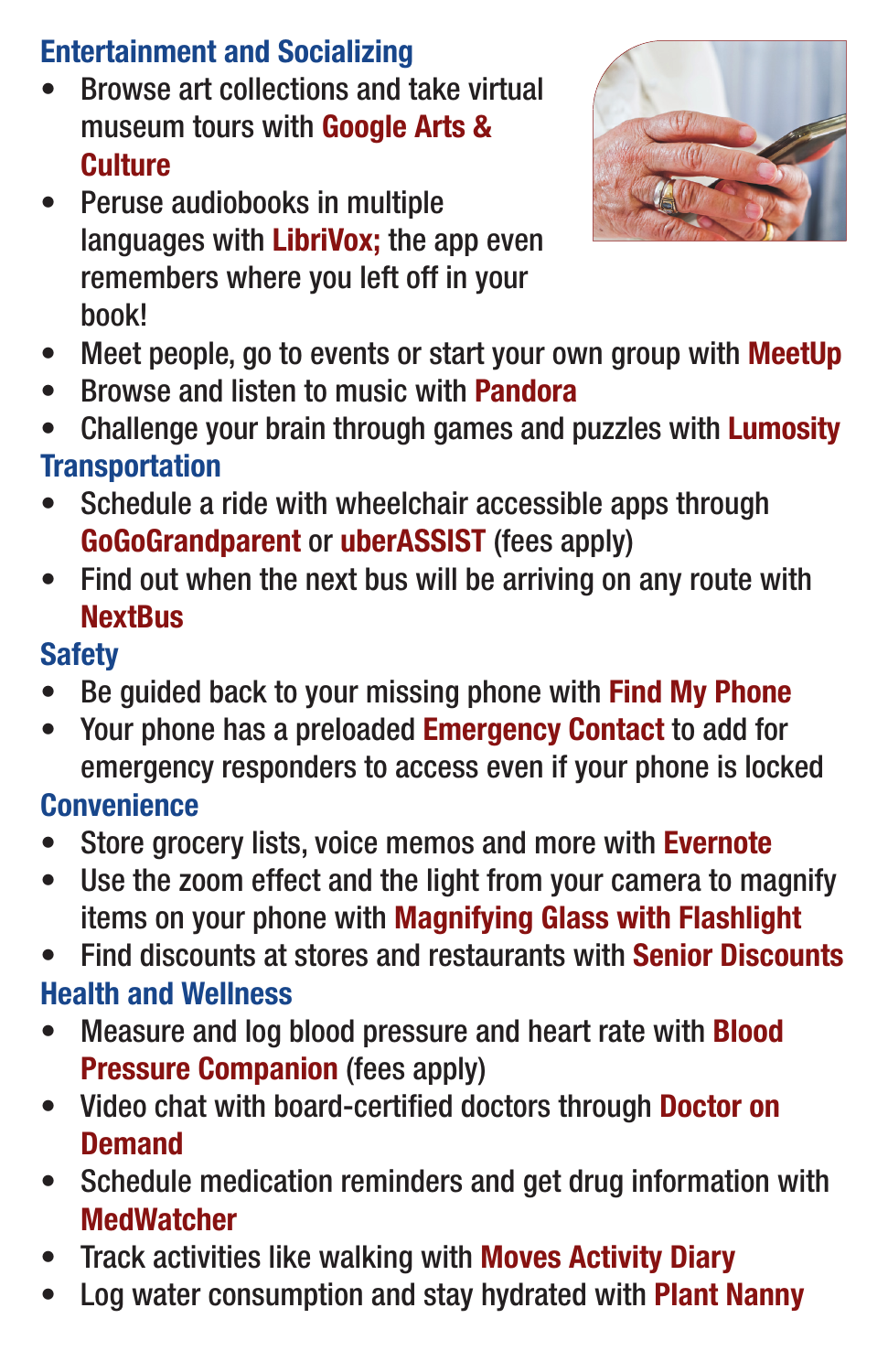## Entertainment and Socializing

- Browse art collections and take virtual museum tours with **Google Arts & Culture**
- Peruse audiobooks in multiple languages with **LibriVox;** the app even remembers where you left off in your book!
- Meet people, go to events or start your own group with **MeetUp**
- Browse and listen to music with **Pandora**
- Challenge your brain through games and puzzles with **Lumosity**

## Transportation

- Schedule a ride with wheelchair accessible apps through **GoGoGrandparent** or **uberASSIST** (fees apply)
- Find out when the next bus will be arriving on any route with **NextBus**

## Safety

- Be guided back to your missing phone with **Find My Phone**
- Your phone has a preloaded **Emergency Contact** to add for emergency responders to access even if your phone is locked

## Convenience

- Store grocery lists, voice memos and more with **Evernote**
- Use the zoom effect and the light from your camera to magnify items on your phone with **Magnifying Glass with Flashlight**
- Find discounts at stores and restaurants with **Senior Discounts**

## Health and Wellness

- Measure and log blood pressure and heart rate with **Blood Pressure Companion** (fees apply)
- Video chat with board-certified doctors through **Doctor on Demand**
- Schedule medication reminders and get drug information with **MedWatcher**
- Track activities like walking with **Moves Activity Diary**
- Log water consumption and stay hydrated with **Plant Nanny**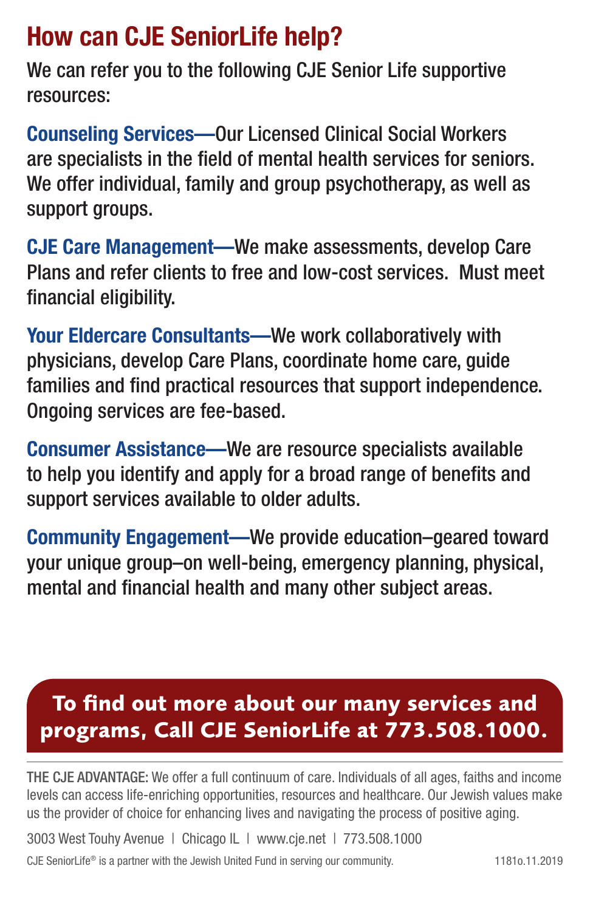# How can CJE SeniorLife help?

We can refer you to the following CJE Senior Life supportive resources:

**Counseling Services—**Our Licensed Clinical Social Workers are specialists in the field of mental health services for seniors. We offer individual, family and group psychotherapy, as well as support groups.

**CJE Care Management—**We make assessments, develop Care Plans and refer clients to free and low-cost services. Must meet financial eligibility.

**Your Eldercare Consultants—**We work collaboratively with physicians, develop Care Plans, coordinate home care, guide families and find practical resources that support independence. Ongoing services are fee-based.

**Consumer Assistance—**We are resource specialists available to help you identify and apply for a broad range of benefits and support services available to older adults.

**Community Engagement—**We provide education–geared toward your unique group–on well-being, emergency planning, physical, mental and financial health and many other subject areas.

**To find out more about our many services and programs, Call CJE SeniorLife at 773.508.1000.**

---

**THE CJE ADVANTAGE:** We offer a full continuum of care. Individuals of all ages, faiths and income levels can access life-enriching opportunities, resources and healthcare. Our Jewish values make us the provider of choice for enhancing lives and navigating the process of positive aging.

3003 West Touhy Avenue | Chicago IL | www.cje.net | 773.508.1000

CJE SeniorLife® is a partner with the Jewish United Fund in serving our community.

1181o.11.2019